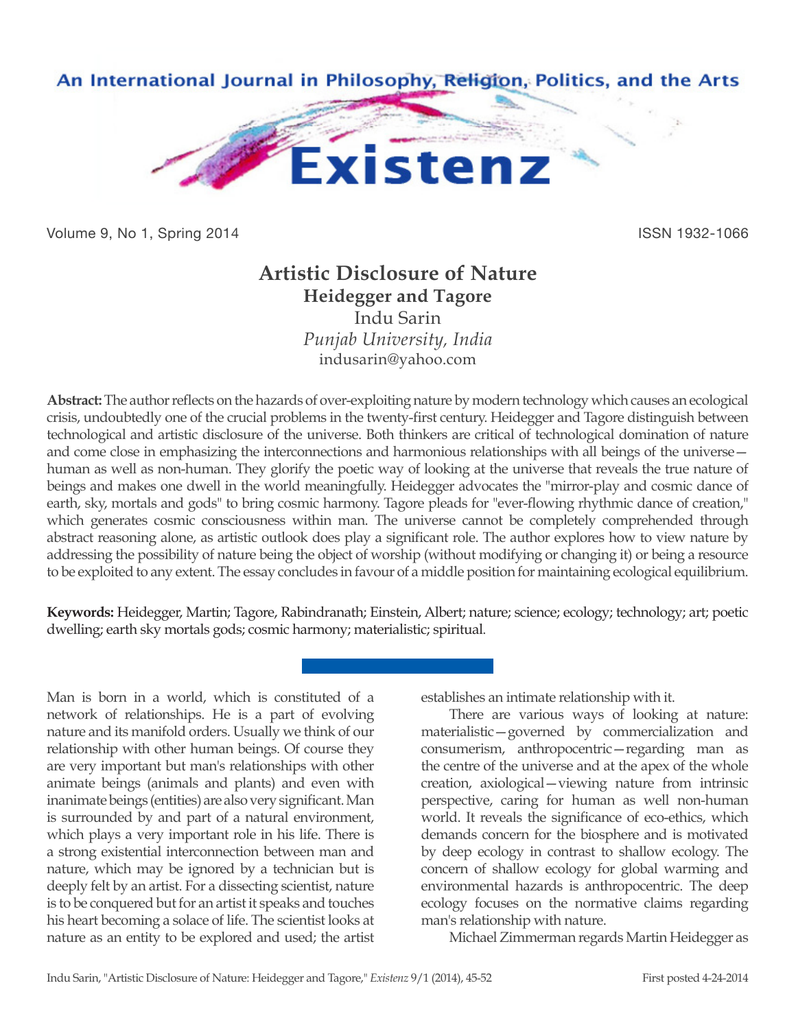# Artistic Disclosure of Nature

## Heidegger and Tagore

Indu Sarin

*Punjab University, India*

indusarin@yahoo.com

**Abstract:** The author reflects on the hazards of over-exploiting nature by modern technology which causes an ecological crisis, undoubtedly one of the crucial problems in the twenty-first century. Heidegger and Tagore distinguish between technological and artistic disclosure of the universe. Both thinkers are critical of technological domination of nature and come close in emphasizing the interconnections and harmonious relationships with all beings of the universe—human as well as non-human. They glorify the poetic way of looking at the universe that reveals the true nature of beings and makes one dwell in the world meaningfully. Heidegger advocates the "mirror-play and cosmic dance of earth, sky, mortals and gods" to bring cosmic harmony. Tagore pleads for "ever-flowing rhythmic dance of creation," which generates cosmic consciousness within man. The universe cannot be completely comprehended through abstract reasoning alone, as artistic outlook does play a significant role. The author explores how to view nature by addressing the possibility of nature being the object of worship (without modifying or changing it) or being a resource to be exploited to any extent. The essay concludes in favour of a middle position for maintaining ecological equilibrium.

**Keywords:** Heidegger, Martin; Tagore, Rabindranath; Einstein, Albert; nature; science; ecology; technology; art; poetic dwelling; earth sky mortals gods; cosmic harmony; materialistic; spiritual.

Man is born in a world, which is constituted of a network of relationships. He is a part of evolving nature and its manifold orders. Usually we think of our relationship with other human beings. Of course they are very important but man's relationships with other animate beings (animals and plants) and even with inanimate beings (entities) are also very significant. Man is surrounded by and part of a natural environment, which plays a very important role in his life. There is a strong existential interconnection between man and nature, which may be ignored by a technician but is deeply felt by an artist. For a dissecting scientist, nature is to be conquered but for an artist it speaks and touches his heart becoming a solace of life. The scientist looks at nature as an entity to be explored and used; the artist establishes an intimate relationship with it.

There are various ways of looking at nature: materialistic—governed by commercialization and consumerism, anthropocentric—regarding man as the centre of the universe and at the apex of the whole creation, axiological—viewing nature from intrinsic perspective, caring for human as well non-human world. It reveals the significance of eco-ethics, which demands concern for the biosphere and is motivated by deep ecology in contrast to shallow ecology. The concern of shallow ecology for global warming and environmental hazards is anthropocentric. The deep ecology focuses on the normative claims regarding man's relationship with nature.

Michael Zimmerman regards Martin Heidegger as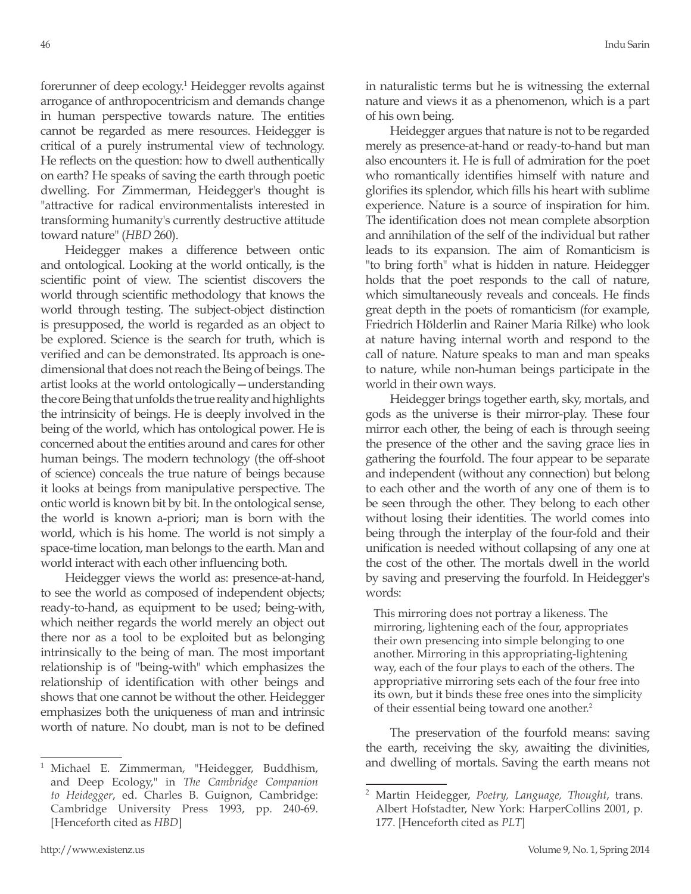forerunner of deep ecology.[1] Heidegger revolts against arrogance of anthropocentricism and demands change in human perspective towards nature. The entities cannot be regarded as mere resources. Heidegger is critical of a purely instrumental view of technology. He reflects on the question: how to dwell authentically on earth? He speaks of saving the earth through poetic dwelling. For Zimmerman, Heidegger's thought is "attractive for radical environmentalists interested in transforming humanity's currently destructive attitude toward nature" (*HBD* 260).

Heidegger makes a difference between ontic and ontological. Looking at the world ontically, is the scientific point of view. The scientist discovers the world through scientific methodology that knows the world through testing. The subject-object distinction is presupposed, the world is regarded as an object to be explored. Science is the search for truth, which is verified and can be demonstrated. Its approach is one-dimensional that does not reach the Being of beings. The artist looks at the world ontologically—understanding the core Being that unfolds the true reality and highlights the intrinsicity of beings. He is deeply involved in the being of the world, which has ontological power. He is concerned about the entities around and cares for other human beings. The modern technology (the off-shoot of science) conceals the true nature of beings because it looks at beings from manipulative perspective. The ontic world is known bit by bit. In the ontological sense, the world is known a-priori; man is born with the world, which is his home. The world is not simply a space-time location, man belongs to the earth. Man and world interact with each other influencing both.

Heidegger views the world as: presence-at-hand, to see the world as composed of independent objects; ready-to-hand, as equipment to be used; being-with, which neither regards the world merely an object out there nor as a tool to be exploited but as belonging intrinsically to the being of man. The most important relationship is of "being-with" which emphasizes the relationship of identification with other beings and shows that one cannot be without the other. Heidegger emphasizes both the uniqueness of man and intrinsic worth of nature. No doubt, man is not to be defined in naturalistic terms but he is witnessing the external nature and views it as a phenomenon, which is a part of his own being.

Heidegger argues that nature is not to be regarded merely as presence-at-hand or ready-to-hand but man also encounters it. He is full of admiration for the poet who romantically identifies himself with nature and glorifies its splendor, which fills his heart with sublime experience. Nature is a source of inspiration for him. The identification does not mean complete absorption and annihilation of the self of the individual but rather leads to its expansion. The aim of Romanticism is "to bring forth" what is hidden in nature. Heidegger holds that the poet responds to the call of nature, which simultaneously reveals and conceals. He finds great depth in the poets of romanticism (for example, Friedrich Hölderlin and Rainer Maria Rilke) who look at nature having internal worth and respond to the call of nature. Nature speaks to man and man speaks to nature, while non-human beings participate in the world in their own ways.

Heidegger brings together earth, sky, mortals, and gods as the universe is their mirror-play. These four mirror each other, the being of each is through seeing the presence of the other and the saving grace lies in gathering the fourfold. The four appear to be separate and independent (without any connection) but belong to each other and the worth of any one of them is to be seen through the other. They belong to each other without losing their identities. The world comes into being through the interplay of the four-fold and their unification is needed without collapsing of any one at the cost of the other. The mortals dwell in the world by saving and preserving the fourfold. In Heidegger's words:

> This mirroring does not portray a likeness. The mirroring, lightening each of the four, appropriates their own presencing into simple belonging to one another. Mirroring in this appropriating-lightening way, each of the four plays to each of the others. The appropriative mirroring sets each of the four free into its own, but it binds these free ones into the simplicity of their essential being toward one another.[2]

The preservation of the fourfold means: saving the earth, receiving the sky, awaiting the divinities, and dwelling of mortals. Saving the earth means not

---

[1] Michael E. Zimmerman, "Heidegger, Buddhism, and Deep Ecology," in *The Cambridge Companion to Heidegger*, ed. Charles B. Guignon, Cambridge: Cambridge University Press 1993, pp. 240-69. [Henceforth cited as *HBD*]

[2] Martin Heidegger, *Poetry, Language, Thought*, trans. Albert Hofstadter, New York: HarperCollins 2001, p. 177. [Henceforth cited as *PLT*]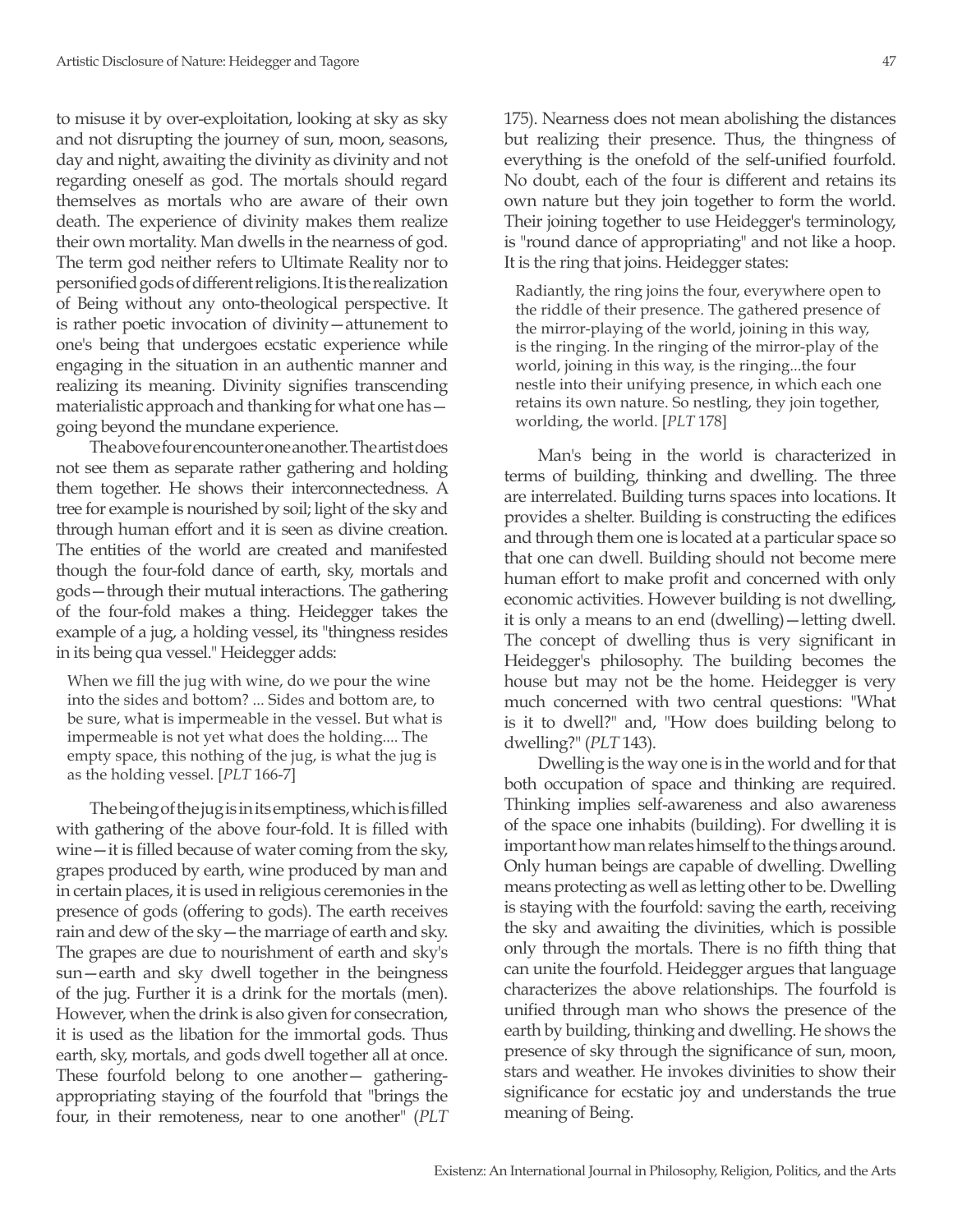to misuse it by over-exploitation, looking at sky as sky and not disrupting the journey of sun, moon, seasons, day and night, awaiting the divinity as divinity and not regarding oneself as god. The mortals should regard themselves as mortals who are aware of their own death. The experience of divinity makes them realize their own mortality. Man dwells in the nearness of god. The term god neither refers to Ultimate Reality nor to personified gods of different religions. It is the realization of Being without any onto-theological perspective. It is rather poetic invocation of divinity—attunement to one's being that undergoes ecstatic experience while engaging in the situation in an authentic manner and realizing its meaning. Divinity signifies transcending materialistic approach and thanking for what one has—going beyond the mundane experience.

The above four encounter one another. The artist does not see them as separate rather gathering and holding them together. He shows their interconnectedness. A tree for example is nourished by soil; light of the sky and through human effort and it is seen as divine creation. The entities of the world are created and manifested though the four-fold dance of earth, sky, mortals and gods—through their mutual interactions. The gathering of the four-fold makes a thing. Heidegger takes the example of a jug, a holding vessel, its "thingness resides in its being qua vessel." Heidegger adds:

> When we fill the jug with wine, do we pour the wine into the sides and bottom? ... Sides and bottom are, to be sure, what is impermeable in the vessel. But what is impermeable is not yet what does the holding.... The empty space, this nothing of the jug, is what the jug is as the holding vessel. [*PLT* 166-7]

The being of the jug is in its emptiness, which is filled with gathering of the above four-fold. It is filled with wine—it is filled because of water coming from the sky, grapes produced by earth, wine produced by man and in certain places, it is used in religious ceremonies in the presence of gods (offering to gods). The earth receives rain and dew of the sky—the marriage of earth and sky. The grapes are due to nourishment of earth and sky's sun—earth and sky dwell together in the beingness of the jug. Further it is a drink for the mortals (men). However, when the drink is also given for consecration, it is used as the libation for the immortal gods. Thus earth, sky, mortals, and gods dwell together all at once. These fourfold belong to one another— gathering-appropriating staying of the fourfold that "brings the four, in their remoteness, near to one another" (*PLT* 175). Nearness does not mean abolishing the distances but realizing their presence. Thus, the thingness of everything is the onefold of the self-unified fourfold. No doubt, each of the four is different and retains its own nature but they join together to form the world. Their joining together to use Heidegger's terminology, is "round dance of appropriating" and not like a hoop. It is the ring that joins. Heidegger states:

> Radiantly, the ring joins the four, everywhere open to the riddle of their presence. The gathered presence of the mirror-playing of the world, joining in this way, is the ringing. In the ringing of the mirror-play of the world, joining in this way, is the ringing...the four nestle into their unifying presence, in which each one retains its own nature. So nestling, they join together, worlding, the world. [*PLT* 178]

Man's being in the world is characterized in terms of building, thinking and dwelling. The three are interrelated. Building turns spaces into locations. It provides a shelter. Building is constructing the edifices and through them one is located at a particular space so that one can dwell. Building should not become mere human effort to make profit and concerned with only economic activities. However building is not dwelling, it is only a means to an end (dwelling)—letting dwell. The concept of dwelling thus is very significant in Heidegger's philosophy. The building becomes the house but may not be the home. Heidegger is very much concerned with two central questions: "What is it to dwell?" and, "How does building belong to dwelling?" (*PLT* 143).

Dwelling is the way one is in the world and for that both occupation of space and thinking are required. Thinking implies self-awareness and also awareness of the space one inhabits (building). For dwelling it is important how man relates himself to the things around. Only human beings are capable of dwelling. Dwelling means protecting as well as letting other to be. Dwelling is staying with the fourfold: saving the earth, receiving the sky and awaiting the divinities, which is possible only through the mortals. There is no fifth thing that can unite the fourfold. Heidegger argues that language characterizes the above relationships. The fourfold is unified through man who shows the presence of the earth by building, thinking and dwelling. He shows the presence of sky through the significance of sun, moon, stars and weather. He invokes divinities to show their significance for ecstatic joy and understands the true meaning of Being.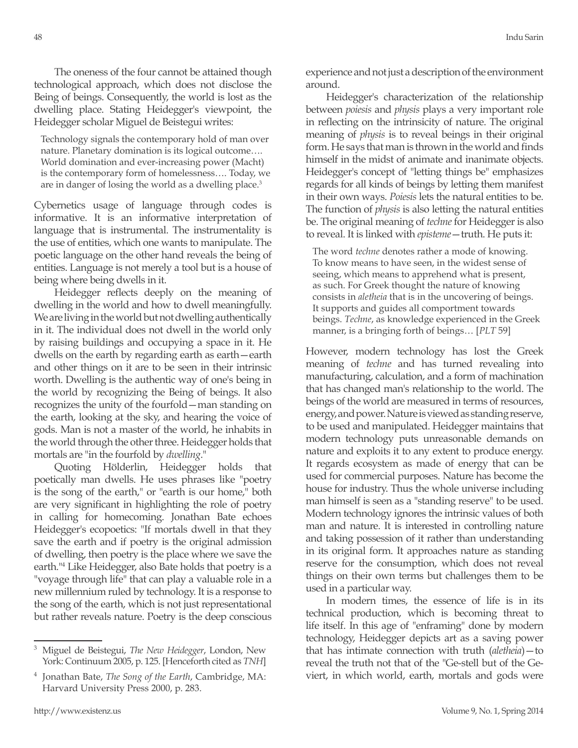The oneness of the four cannot be attained though technological approach, which does not disclose the Being of beings. Consequently, the world is lost as the dwelling place. Stating Heidegger's viewpoint, the Heidegger scholar Miguel de Beistegui writes:

> Technology signals the contemporary hold of man over nature. Planetary domination is its logical outcome…. World domination and ever-increasing power (Macht) is the contemporary form of homelessness…. Today, we are in danger of losing the world as a dwelling place.[3]

Cybernetics usage of language through codes is informative. It is an informative interpretation of language that is instrumental. The instrumentality is the use of entities, which one wants to manipulate. The poetic language on the other hand reveals the being of entities. Language is not merely a tool but is a house of being where being dwells in it.

Heidegger reflects deeply on the meaning of dwelling in the world and how to dwell meaningfully. We are living in the world but not dwelling authentically in it. The individual does not dwell in the world only by raising buildings and occupying a space in it. He dwells on the earth by regarding earth as earth—earth and other things on it are to be seen in their intrinsic worth. Dwelling is the authentic way of one's being in the world by recognizing the Being of beings. It also recognizes the unity of the fourfold—man standing on the earth, looking at the sky, and hearing the voice of gods. Man is not a master of the world, he inhabits in the world through the other three. Heidegger holds that mortals are "in the fourfold by *dwelling*."

Quoting Hölderlin, Heidegger holds that poetically man dwells. He uses phrases like "poetry is the song of the earth," or "earth is our home," both are very significant in highlighting the role of poetry in calling for homecoming. Jonathan Bate echoes Heidegger's ecopoetics: "If mortals dwell in that they save the earth and if poetry is the original admission of dwelling, then poetry is the place where we save the earth."[4] Like Heidegger, also Bate holds that poetry is a "voyage through life" that can play a valuable role in a new millennium ruled by technology. It is a response to the song of the earth, which is not just representational but rather reveals nature. Poetry is the deep conscious experience and not just a description of the environment around.

Heidegger's characterization of the relationship between *poiesis* and *physis* plays a very important role in reflecting on the intrinsicity of nature. The original meaning of *physis* is to reveal beings in their original form. He says that man is thrown in the world and finds himself in the midst of animate and inanimate objects. Heidegger's concept of "letting things be" emphasizes regards for all kinds of beings by letting them manifest in their own ways. *Poiesis* lets the natural entities to be. The function of *physis* is also letting the natural entities be. The original meaning of *techne* for Heidegger is also to reveal. It is linked with *episteme*—truth. He puts it:

> The word *techne* denotes rather a mode of knowing. To know means to have seen, in the widest sense of seeing, which means to apprehend what is present, as such. For Greek thought the nature of knowing consists in *aletheia* that is in the uncovering of beings. It supports and guides all comportment towards beings. *Techne*, as knowledge experienced in the Greek manner, is a bringing forth of beings… [*PLT* 59]

However, modern technology has lost the Greek meaning of *techne* and has turned revealing into manufacturing, calculation, and a form of machination that has changed man's relationship to the world. The beings of the world are measured in terms of resources, energy, and power. Nature is viewed as standing reserve, to be used and manipulated. Heidegger maintains that modern technology puts unreasonable demands on nature and exploits it to any extent to produce energy. It regards ecosystem as made of energy that can be used for commercial purposes. Nature has become the house for industry. Thus the whole universe including man himself is seen as a "standing reserve" to be used. Modern technology ignores the intrinsic values of both man and nature. It is interested in controlling nature and taking possession of it rather than understanding in its original form. It approaches nature as standing reserve for the consumption, which does not reveal things on their own terms but challenges them to be used in a particular way.

In modern times, the essence of life is in its technical production, which is becoming threat to life itself. In this age of "enframing" done by modern technology, Heidegger depicts art as a saving power that has intimate connection with truth (*aletheia*)—to reveal the truth not that of the "Ge-stell but of the Geviert, in which world, earth, mortals and gods were

---

[3] Miguel de Beistegui, *The New Heidegger*, London, New York: Continuum 2005, p. 125. [Henceforth cited as *TNH*]

[4] Jonathan Bate, *The Song of the Earth*, Cambridge, MA: Harvard University Press 2000, p. 283.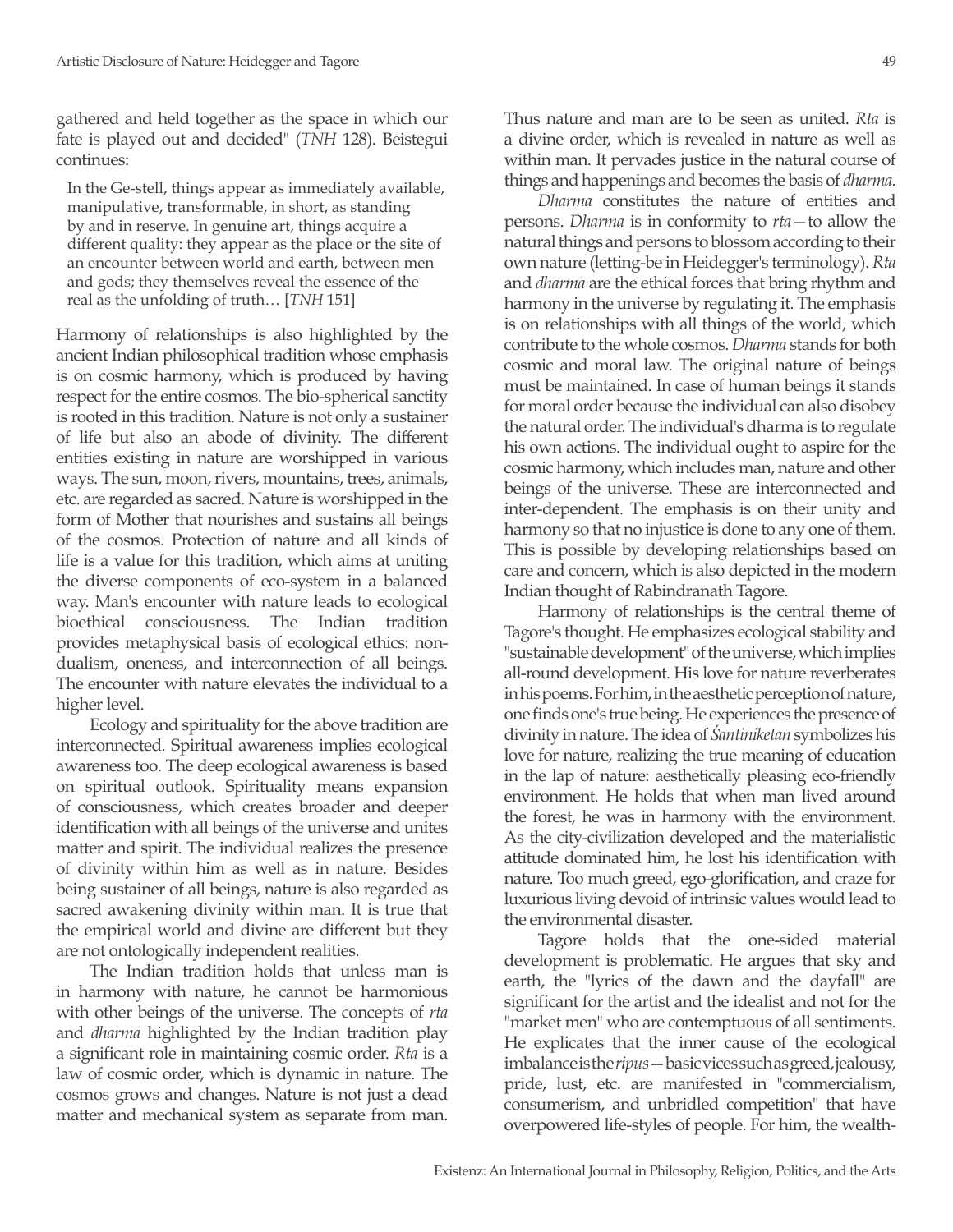gathered and held together as the space in which our fate is played out and decided" (*TNH* 128). Beistegui continues:

> In the Ge-stell, things appear as immediately available, manipulative, transformable, in short, as standing by and in reserve. In genuine art, things acquire a different quality: they appear as the place or the site of an encounter between world and earth, between men and gods; they themselves reveal the essence of the real as the unfolding of truth… [*TNH* 151]

Harmony of relationships is also highlighted by the ancient Indian philosophical tradition whose emphasis is on cosmic harmony, which is produced by having respect for the entire cosmos. The bio-spherical sanctity is rooted in this tradition. Nature is not only a sustainer of life but also an abode of divinity. The different entities existing in nature are worshipped in various ways. The sun, moon, rivers, mountains, trees, animals, etc. are regarded as sacred. Nature is worshipped in the form of Mother that nourishes and sustains all beings of the cosmos. Protection of nature and all kinds of life is a value for this tradition, which aims at uniting the diverse components of eco-system in a balanced way. Man's encounter with nature leads to ecological bioethical consciousness. The Indian tradition provides metaphysical basis of ecological ethics: non-dualism, oneness, and interconnection of all beings. The encounter with nature elevates the individual to a higher level.

Ecology and spirituality for the above tradition are interconnected. Spiritual awareness implies ecological awareness too. The deep ecological awareness is based on spiritual outlook. Spirituality means expansion of consciousness, which creates broader and deeper identification with all beings of the universe and unites matter and spirit. The individual realizes the presence of divinity within him as well as in nature. Besides being sustainer of all beings, nature is also regarded as sacred awakening divinity within man. It is true that the empirical world and divine are different but they are not ontologically independent realities.

The Indian tradition holds that unless man is in harmony with nature, he cannot be harmonious with other beings of the universe. The concepts of *rta* and *dharma* highlighted by the Indian tradition play a significant role in maintaining cosmic order. *Rta* is a law of cosmic order, which is dynamic in nature. The cosmos grows and changes. Nature is not just a dead matter and mechanical system as separate from man. Thus nature and man are to be seen as united. *Rta* is a divine order, which is revealed in nature as well as within man. It pervades justice in the natural course of things and happenings and becomes the basis of *dharma*.

*Dharma* constitutes the nature of entities and persons. *Dharma* is in conformity to *rta*—to allow the natural things and persons to blossom according to their own nature (letting-be in Heidegger's terminology). *Rta* and *dharma* are the ethical forces that bring rhythm and harmony in the universe by regulating it. The emphasis is on relationships with all things of the world, which contribute to the whole cosmos. *Dharma* stands for both cosmic and moral law. The original nature of beings must be maintained. In case of human beings it stands for moral order because the individual can also disobey the natural order. The individual's dharma is to regulate his own actions. The individual ought to aspire for the cosmic harmony, which includes man, nature and other beings of the universe. These are interconnected and inter-dependent. The emphasis is on their unity and harmony so that no injustice is done to any one of them. This is possible by developing relationships based on care and concern, which is also depicted in the modern Indian thought of Rabindranath Tagore.

Harmony of relationships is the central theme of Tagore's thought. He emphasizes ecological stability and "sustainable development" of the universe, which implies all-round development. His love for nature reverberates in his poems. For him, in the aesthetic perception of nature, one finds one's true being. He experiences the presence of divinity in nature. The idea of *Śantiniketan* symbolizes his love for nature, realizing the true meaning of education in the lap of nature: aesthetically pleasing eco-friendly environment. He holds that when man lived around the forest, he was in harmony with the environment. As the city-civilization developed and the materialistic attitude dominated him, he lost his identification with nature. Too much greed, ego-glorification, and craze for luxurious living devoid of intrinsic values would lead to the environmental disaster.

Tagore holds that the one-sided material development is problematic. He argues that sky and earth, the "lyrics of the dawn and the dayfall" are significant for the artist and the idealist and not for the "market men" who are contemptuous of all sentiments. He explicates that the inner cause of the ecological imbalance is the *ripus*—basic vices such as greed, jealousy, pride, lust, etc. are manifested in "commercialism, consumerism, and unbridled competition" that have overpowered life-styles of people. For him, the wealth-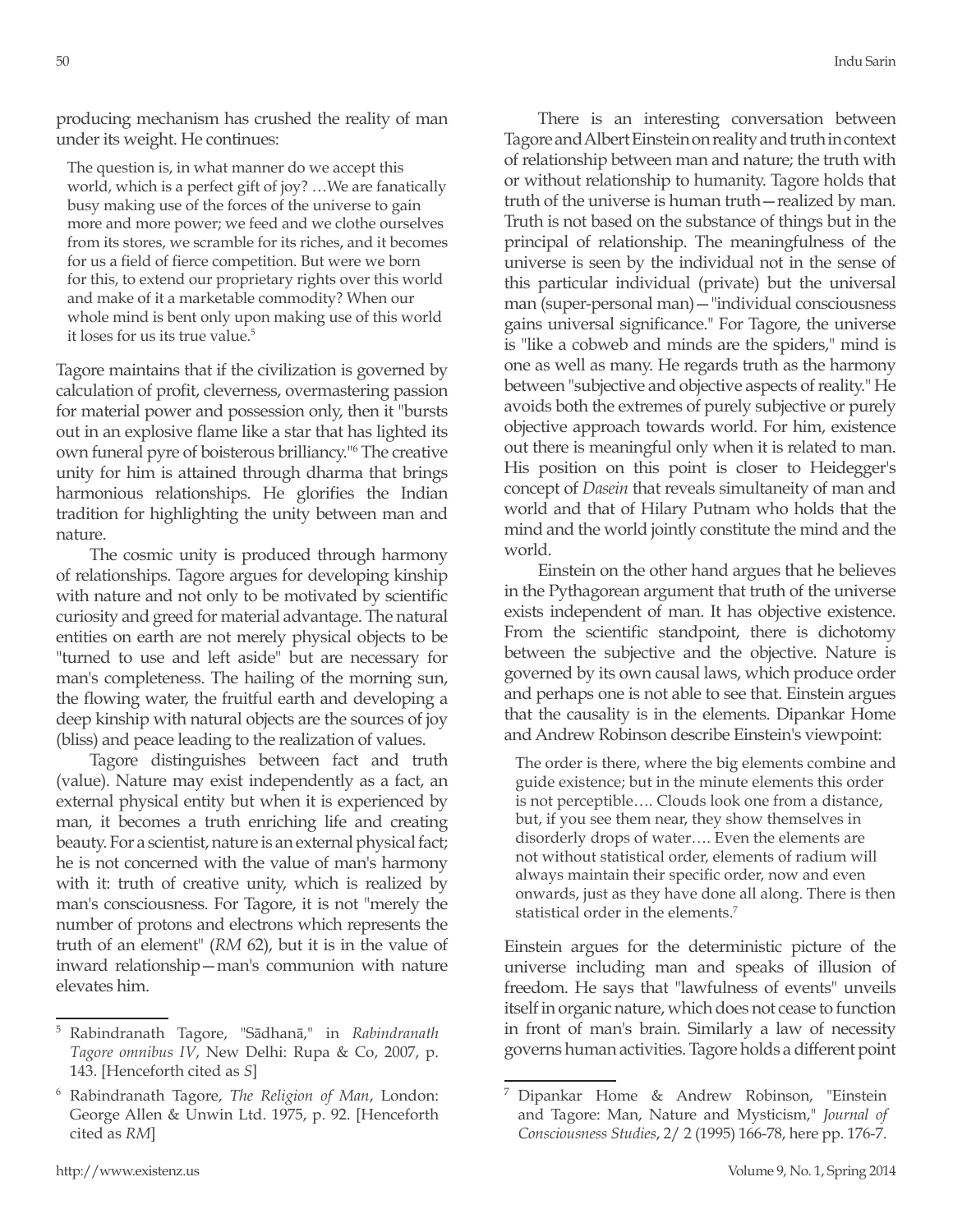producing mechanism has crushed the reality of man under its weight. He continues:

> The question is, in what manner do we accept this world, which is a perfect gift of joy? …We are fanatically busy making use of the forces of the universe to gain more and more power; we feed and we clothe ourselves from its stores, we scramble for its riches, and it becomes for us a field of fierce competition. But were we born for this, to extend our proprietary rights over this world and make of it a marketable commodity? When our whole mind is bent only upon making use of this world it loses for us its true value.[5]

Tagore maintains that if the civilization is governed by calculation of profit, cleverness, overmastering passion for material power and possession only, then it "bursts out in an explosive flame like a star that has lighted its own funeral pyre of boisterous brilliancy."[6] The creative unity for him is attained through dharma that brings harmonious relationships. He glorifies the Indian tradition for highlighting the unity between man and nature.

The cosmic unity is produced through harmony of relationships. Tagore argues for developing kinship with nature and not only to be motivated by scientific curiosity and greed for material advantage. The natural entities on earth are not merely physical objects to be "turned to use and left aside" but are necessary for man's completeness. The hailing of the morning sun, the flowing water, the fruitful earth and developing a deep kinship with natural objects are the sources of joy (bliss) and peace leading to the realization of values.

Tagore distinguishes between fact and truth (value). Nature may exist independently as a fact, an external physical entity but when it is experienced by man, it becomes a truth enriching life and creating beauty. For a scientist, nature is an external physical fact; he is not concerned with the value of man's harmony with it: truth of creative unity, which is realized by man's consciousness. For Tagore, it is not "merely the number of protons and electrons which represents the truth of an element" (*RM* 62), but it is in the value of inward relationship—man's communion with nature elevates him.

There is an interesting conversation between Tagore and Albert Einstein on reality and truth in context of relationship between man and nature; the truth with or without relationship to humanity. Tagore holds that truth of the universe is human truth—realized by man. Truth is not based on the substance of things but in the principal of relationship. The meaningfulness of the universe is seen by the individual not in the sense of this particular individual (private) but the universal man (super-personal man)—"individual consciousness gains universal significance." For Tagore, the universe is "like a cobweb and minds are the spiders," mind is one as well as many. He regards truth as the harmony between "subjective and objective aspects of reality." He avoids both the extremes of purely subjective or purely objective approach towards world. For him, existence out there is meaningful only when it is related to man. His position on this point is closer to Heidegger's concept of *Dasein* that reveals simultaneity of man and world and that of Hilary Putnam who holds that the mind and the world jointly constitute the mind and the world.

Einstein on the other hand argues that he believes in the Pythagorean argument that truth of the universe exists independent of man. It has objective existence. From the scientific standpoint, there is dichotomy between the subjective and the objective. Nature is governed by its own causal laws, which produce order and perhaps one is not able to see that. Einstein argues that the causality is in the elements. Dipankar Home and Andrew Robinson describe Einstein's viewpoint:

> The order is there, where the big elements combine and guide existence; but in the minute elements this order is not perceptible…. Clouds look one from a distance, but, if you see them near, they show themselves in disorderly drops of water…. Even the elements are not without statistical order, elements of radium will always maintain their specific order, now and even onwards, just as they have done all along. There is then statistical order in the elements.[7]

Einstein argues for the deterministic picture of the universe including man and speaks of illusion of freedom. He says that "lawfulness of events" unveils itself in organic nature, which does not cease to function in front of man's brain. Similarly a law of necessity governs human activities. Tagore holds a different point

---

[5] Rabindranath Tagore, "Sādhanā," in *Rabindranath Tagore omnibus IV*, New Delhi: Rupa & Co, 2007, p. 143. [Henceforth cited as *S*]

[6] Rabindranath Tagore, *The Religion of Man*, London: George Allen & Unwin Ltd. 1975, p. 92. [Henceforth cited as *RM*]

[7] Dipankar Home & Andrew Robinson, "Einstein and Tagore: Man, Nature and Mysticism," *Journal of Consciousness Studies*, 2/ 2 (1995) 166-78, here pp. 176-7.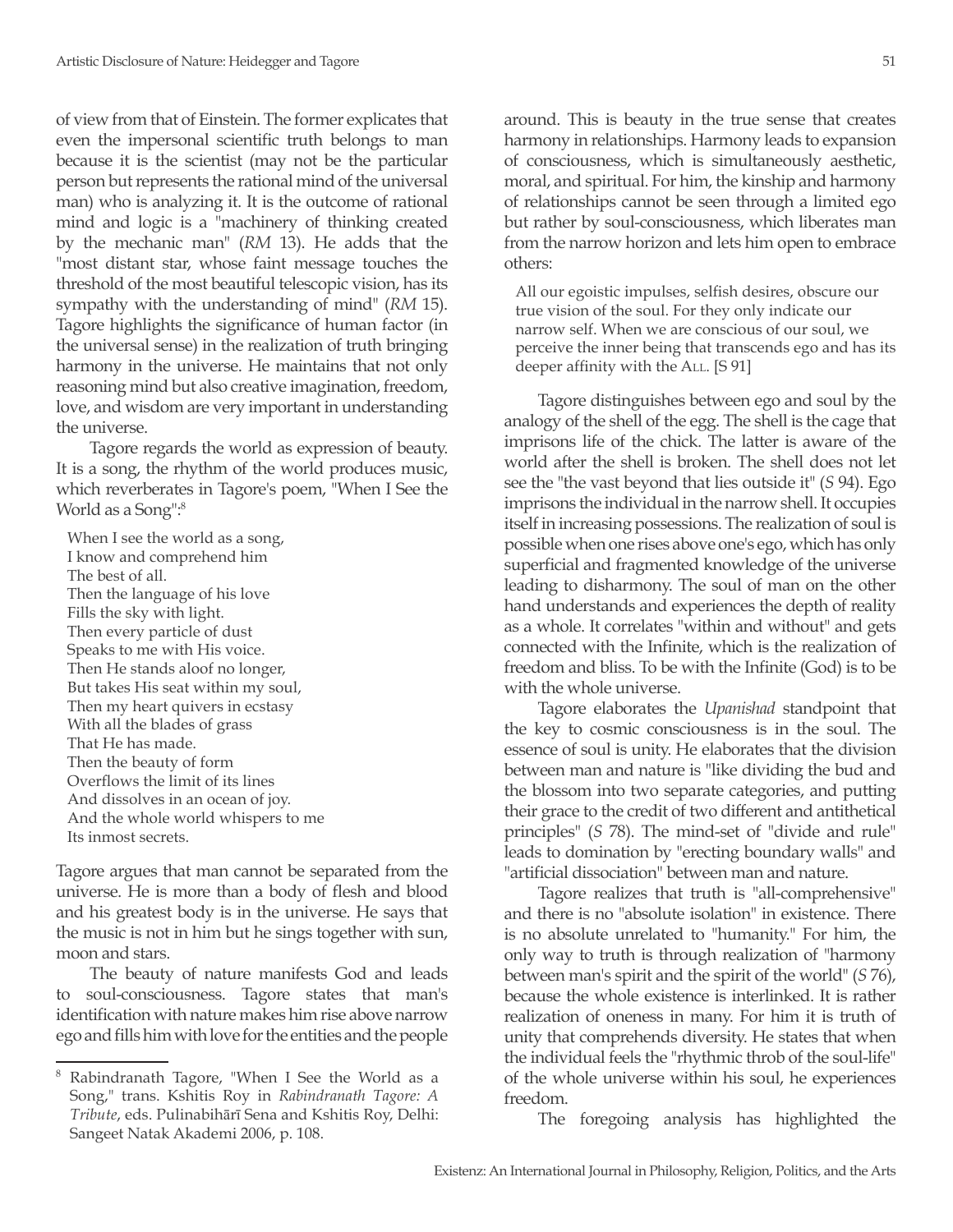of view from that of Einstein. The former explicates that even the impersonal scientific truth belongs to man because it is the scientist (may not be the particular person but represents the rational mind of the universal man) who is analyzing it. It is the outcome of rational mind and logic is a "machinery of thinking created by the mechanic man" (*RM* 13). He adds that the "most distant star, whose faint message touches the threshold of the most beautiful telescopic vision, has its sympathy with the understanding of mind" (*RM* 15). Tagore highlights the significance of human factor (in the universal sense) in the realization of truth bringing harmony in the universe. He maintains that not only reasoning mind but also creative imagination, freedom, love, and wisdom are very important in understanding the universe.

Tagore regards the world as expression of beauty. It is a song, the rhythm of the world produces music, which reverberates in Tagore's poem, "When I See the World as a Song":[8]

> When I see the world as a song,
> I know and comprehend him
> The best of all.
> Then the language of his love
> Fills the sky with light.
> Then every particle of dust
> Speaks to me with His voice.
> Then He stands aloof no longer,
> But takes His seat within my soul,
> Then my heart quivers in ecstasy
> With all the blades of grass
> That He has made.
> Then the beauty of form
> Overflows the limit of its lines
> And dissolves in an ocean of joy.
> And the whole world whispers to me
> Its inmost secrets.

Tagore argues that man cannot be separated from the universe. He is more than a body of flesh and blood and his greatest body is in the universe. He says that the music is not in him but he sings together with sun, moon and stars.

The beauty of nature manifests God and leads to soul-consciousness. Tagore states that man's identification with nature makes him rise above narrow ego and fills him with love for the entities and the people around. This is beauty in the true sense that creates harmony in relationships. Harmony leads to expansion of consciousness, which is simultaneously aesthetic, moral, and spiritual. For him, the kinship and harmony of relationships cannot be seen through a limited ego but rather by soul-consciousness, which liberates man from the narrow horizon and lets him open to embrace others:

> All our egoistic impulses, selfish desires, obscure our true vision of the soul. For they only indicate our narrow self. When we are conscious of our soul, we perceive the inner being that transcends ego and has its deeper affinity with the All. [S 91]

Tagore distinguishes between ego and soul by the analogy of the shell of the egg. The shell is the cage that imprisons life of the chick. The latter is aware of the world after the shell is broken. The shell does not let see the "the vast beyond that lies outside it" (*S* 94). Ego imprisons the individual in the narrow shell. It occupies itself in increasing possessions. The realization of soul is possible when one rises above one's ego, which has only superficial and fragmented knowledge of the universe leading to disharmony. The soul of man on the other hand understands and experiences the depth of reality as a whole. It correlates "within and without" and gets connected with the Infinite, which is the realization of freedom and bliss. To be with the Infinite (God) is to be with the whole universe.

Tagore elaborates the *Upanishad* standpoint that the key to cosmic consciousness is in the soul. The essence of soul is unity. He elaborates that the division between man and nature is "like dividing the bud and the blossom into two separate categories, and putting their grace to the credit of two different and antithetical principles" (*S* 78). The mind-set of "divide and rule" leads to domination by "erecting boundary walls" and "artificial dissociation" between man and nature.

Tagore realizes that truth is "all-comprehensive" and there is no "absolute isolation" in existence. There is no absolute unrelated to "humanity." For him, the only way to truth is through realization of "harmony between man's spirit and the spirit of the world" (*S* 76), because the whole existence is interlinked. It is rather realization of oneness in many. For him it is truth of unity that comprehends diversity. He states that when the individual feels the "rhythmic throb of the soul-life" of the whole universe within his soul, he experiences freedom.

The foregoing analysis has highlighted the

---

[8] Rabindranath Tagore, "When I See the World as a Song," trans. Kshitis Roy in *Rabindranath Tagore: A Tribute*, eds. Pulinabihārī Sena and Kshitis Roy, Delhi: Sangeet Natak Akademi 2006, p. 108.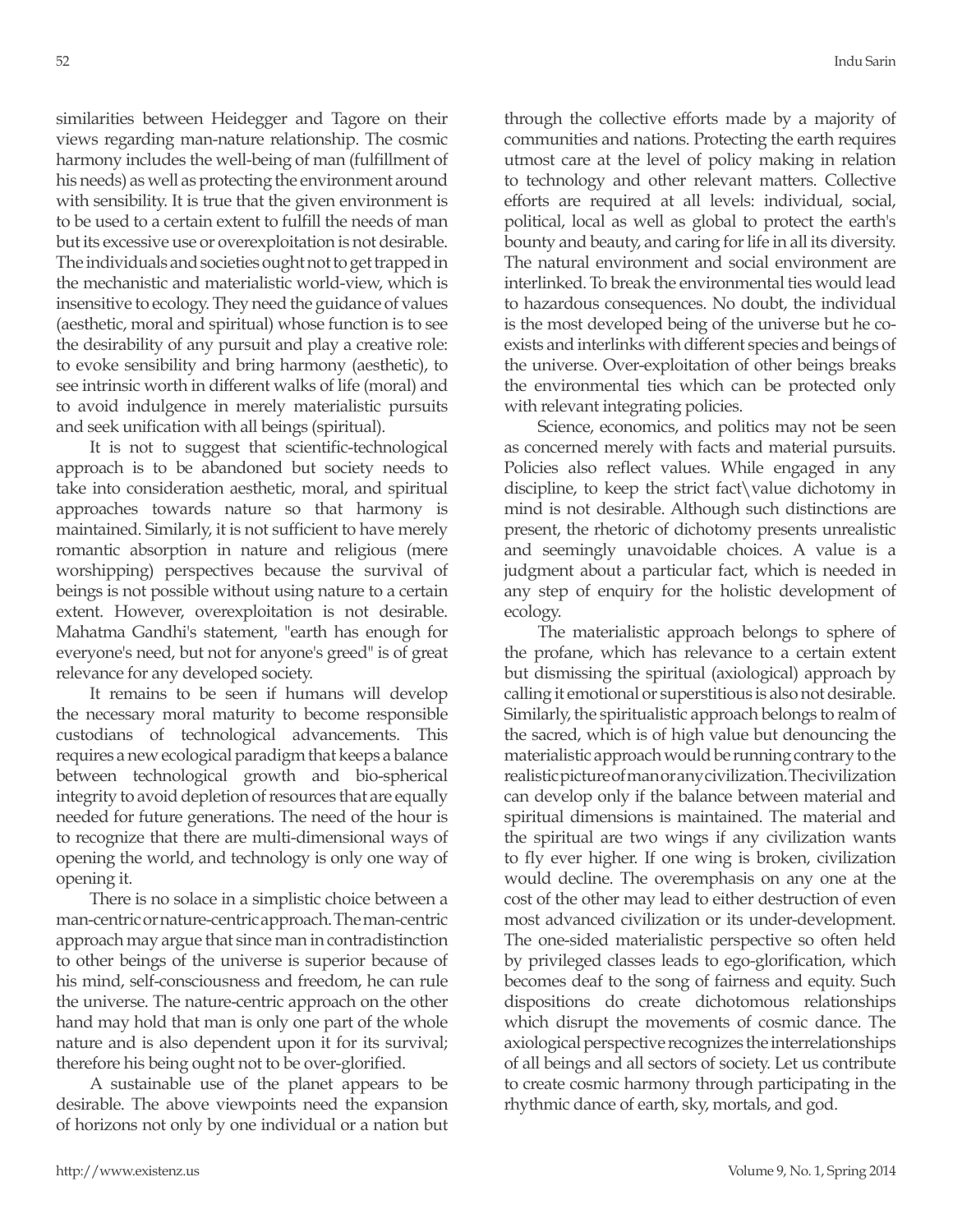similarities between Heidegger and Tagore on their views regarding man-nature relationship. The cosmic harmony includes the well-being of man (fulfillment of his needs) as well as protecting the environment around with sensibility. It is true that the given environment is to be used to a certain extent to fulfill the needs of man but its excessive use or overexploitation is not desirable. The individuals and societies ought not to get trapped in the mechanistic and materialistic world-view, which is insensitive to ecology. They need the guidance of values (aesthetic, moral and spiritual) whose function is to see the desirability of any pursuit and play a creative role: to evoke sensibility and bring harmony (aesthetic), to see intrinsic worth in different walks of life (moral) and to avoid indulgence in merely materialistic pursuits and seek unification with all beings (spiritual).

It is not to suggest that scientific-technological approach is to be abandoned but society needs to take into consideration aesthetic, moral, and spiritual approaches towards nature so that harmony is maintained. Similarly, it is not sufficient to have merely romantic absorption in nature and religious (mere worshipping) perspectives because the survival of beings is not possible without using nature to a certain extent. However, overexploitation is not desirable. Mahatma Gandhi's statement, "earth has enough for everyone's need, but not for anyone's greed" is of great relevance for any developed society.

It remains to be seen if humans will develop the necessary moral maturity to become responsible custodians of technological advancements. This requires a new ecological paradigm that keeps a balance between technological growth and bio-spherical integrity to avoid depletion of resources that are equally needed for future generations. The need of the hour is to recognize that there are multi-dimensional ways of opening the world, and technology is only one way of opening it.

There is no solace in a simplistic choice between a man-centric or nature-centric approach. The man-centric approach may argue that since man in contradistinction to other beings of the universe is superior because of his mind, self-consciousness and freedom, he can rule the universe. The nature-centric approach on the other hand may hold that man is only one part of the whole nature and is also dependent upon it for its survival; therefore his being ought not to be over-glorified.

A sustainable use of the planet appears to be desirable. The above viewpoints need the expansion of horizons not only by one individual or a nation but through the collective efforts made by a majority of communities and nations. Protecting the earth requires utmost care at the level of policy making in relation to technology and other relevant matters. Collective efforts are required at all levels: individual, social, political, local as well as global to protect the earth's bounty and beauty, and caring for life in all its diversity. The natural environment and social environment are interlinked. To break the environmental ties would lead to hazardous consequences. No doubt, the individual is the most developed being of the universe but he co-exists and interlinks with different species and beings of the universe. Over-exploitation of other beings breaks the environmental ties which can be protected only with relevant integrating policies.

Science, economics, and politics may not be seen as concerned merely with facts and material pursuits. Policies also reflect values. While engaged in any discipline, to keep the strict fact\value dichotomy in mind is not desirable. Although such distinctions are present, the rhetoric of dichotomy presents unrealistic and seemingly unavoidable choices. A value is a judgment about a particular fact, which is needed in any step of enquiry for the holistic development of ecology.

The materialistic approach belongs to sphere of the profane, which has relevance to a certain extent but dismissing the spiritual (axiological) approach by calling it emotional or superstitious is also not desirable. Similarly, the spiritualistic approach belongs to realm of the sacred, which is of high value but denouncing the materialistic approach would be running contrary to the realistic picture of man or any civilization. The civilization can develop only if the balance between material and spiritual dimensions is maintained. The material and the spiritual are two wings if any civilization wants to fly ever higher. If one wing is broken, civilization would decline. The overemphasis on any one at the cost of the other may lead to either destruction of even most advanced civilization or its under-development. The one-sided materialistic perspective so often held by privileged classes leads to ego-glorification, which becomes deaf to the song of fairness and equity. Such dispositions do create dichotomous relationships which disrupt the movements of cosmic dance. The axiological perspective recognizes the interrelationships of all beings and all sectors of society. Let us contribute to create cosmic harmony through participating in the rhythmic dance of earth, sky, mortals, and god.